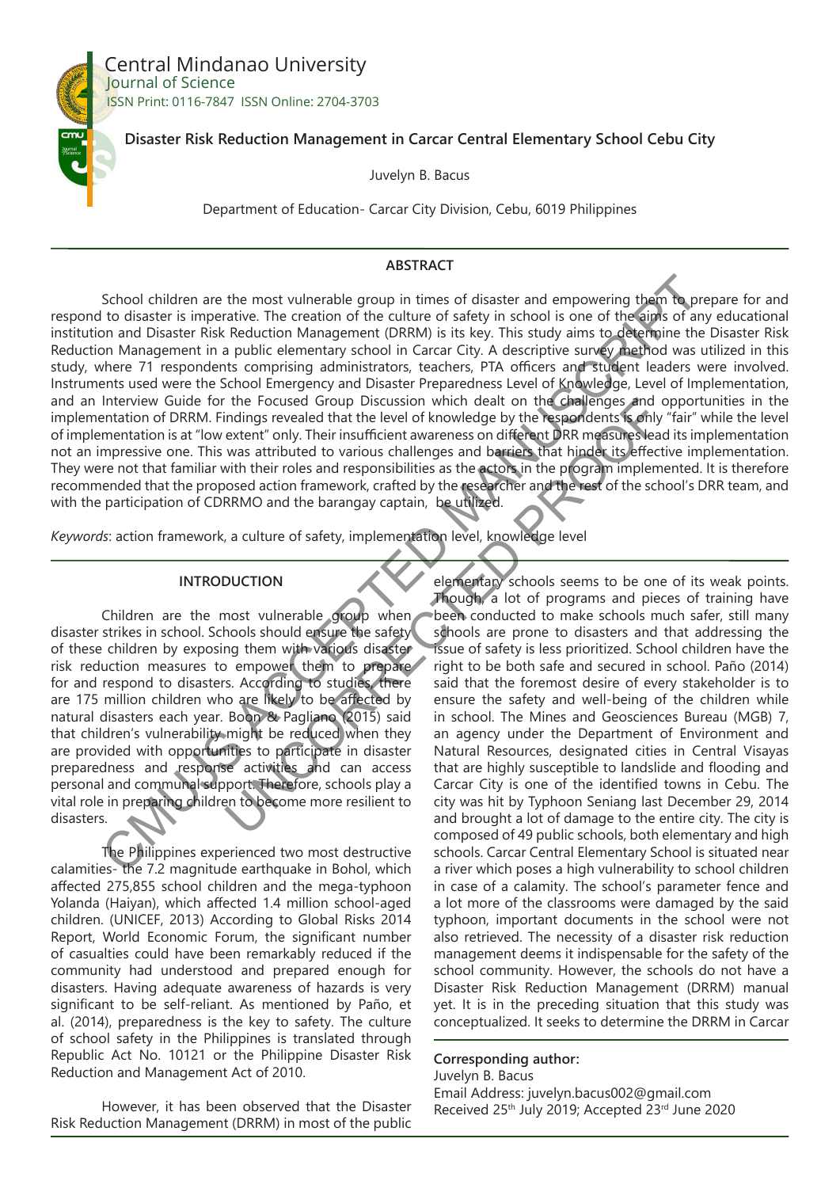Central Mindanao University
Journal of Science
ISSN Print: 0116-7847 ISSN Online: 2704-3703

# Disaster Risk Reduction Management in Carcar Central Elementary School Cebu City

Juvelyn B. Bacus

Department of Education- Carcar City Division, Cebu, 6019 Philippines

## ABSTRACT

School children are the most vulnerable group in times of disaster and empowering them to prepare for and respond to disaster is imperative. The creation of the culture of safety in school is one of the aims of any educational institution and Disaster Risk Reduction Management (DRRM) is its key. This study aims to determine the Disaster Risk Reduction Management in a public elementary school in Carcar City. A descriptive survey method was utilized in this study, where 71 respondents comprising administrators, teachers, PTA officers and student leaders were involved. Instruments used were the School Emergency and Disaster Preparedness Level of Knowledge, Level of Implementation, and an Interview Guide for the Focused Group Discussion which dealt on the challenges and opportunities in the implementation of DRRM. Findings revealed that the level of knowledge by the respondents is only "fair" while the level of implementation is at "low extent" only. Their insufficient awareness on different DRR measures lead its implementation not an impressive one. This was attributed to various challenges and barriers that hinder its effective implementation. They were not that familiar with their roles and responsibilities as the actors in the program implemented. It is therefore recommended that the proposed action framework, crafted by the researcher and the rest of the school's DRR team, and with the participation of CDRRMO and the barangay captain, be utilized.

*Keywords*: action framework, a culture of safety, implementation level, knowledge level

## INTRODUCTION

Children are the most vulnerable group when disaster strikes in school. Schools should ensure the safety of these children by exposing them with various disaster risk reduction measures to empower them to prepare for and respond to disasters. According to studies, there are 175 million children who are likely to be affected by natural disasters each year. Boon & Pagliano (2015) said that children's vulnerability might be reduced when they are provided with opportunities to participate in disaster preparedness and response activities and can access personal and communal support. Therefore, schools play a vital role in preparing children to become more resilient to disasters.

The Philippines experienced two most destructive calamities- the 7.2 magnitude earthquake in Bohol, which affected 275,855 school children and the mega-typhoon Yolanda (Haiyan), which affected 1.4 million school-aged children. (UNICEF, 2013) According to Global Risks 2014 Report, World Economic Forum, the significant number of casualties could have been remarkably reduced if the community had understood and prepared enough for disasters. Having adequate awareness of hazards is very significant to be self-reliant. As mentioned by Paño, et al. (2014), preparedness is the key to safety. The culture of school safety in the Philippines is translated through Republic Act No. 10121 or the Philippine Disaster Risk Reduction and Management Act of 2010.

However, it has been observed that the Disaster Risk Reduction Management (DRRM) in most of the public elementary schools seems to be one of its weak points. Though, a lot of programs and pieces of training have been conducted to make schools much safer, still many schools are prone to disasters and that addressing the issue of safety is less prioritized. School children have the right to be both safe and secured in school. Paño (2014) said that the foremost desire of every stakeholder is to ensure the safety and well-being of the children while in school. The Mines and Geosciences Bureau (MGB) 7, an agency under the Department of Environment and Natural Resources, designated cities in Central Visayas that are highly susceptible to landslide and flooding and Carcar City is one of the identified towns in Cebu. The city was hit by Typhoon Seniang last December 29, 2014 and brought a lot of damage to the entire city. The city is composed of 49 public schools, both elementary and high schools. Carcar Central Elementary School is situated near a river which poses a high vulnerability to school children in case of a calamity. The school's parameter fence and a lot more of the classrooms were damaged by the said typhoon, important documents in the school were not also retrieved. The necessity of a disaster risk reduction management deems it indispensable for the safety of the school community. However, the schools do not have a Disaster Risk Reduction Management (DRRM) manual yet. It is in the preceding situation that this study was conceptualized. It seeks to determine the DRRM in Carcar

**Corresponding author:**
Juvelyn B. Bacus
Email Address: juvelyn.bacus002@gmail.com
Received 25th July 2019; Accepted 23rd June 2020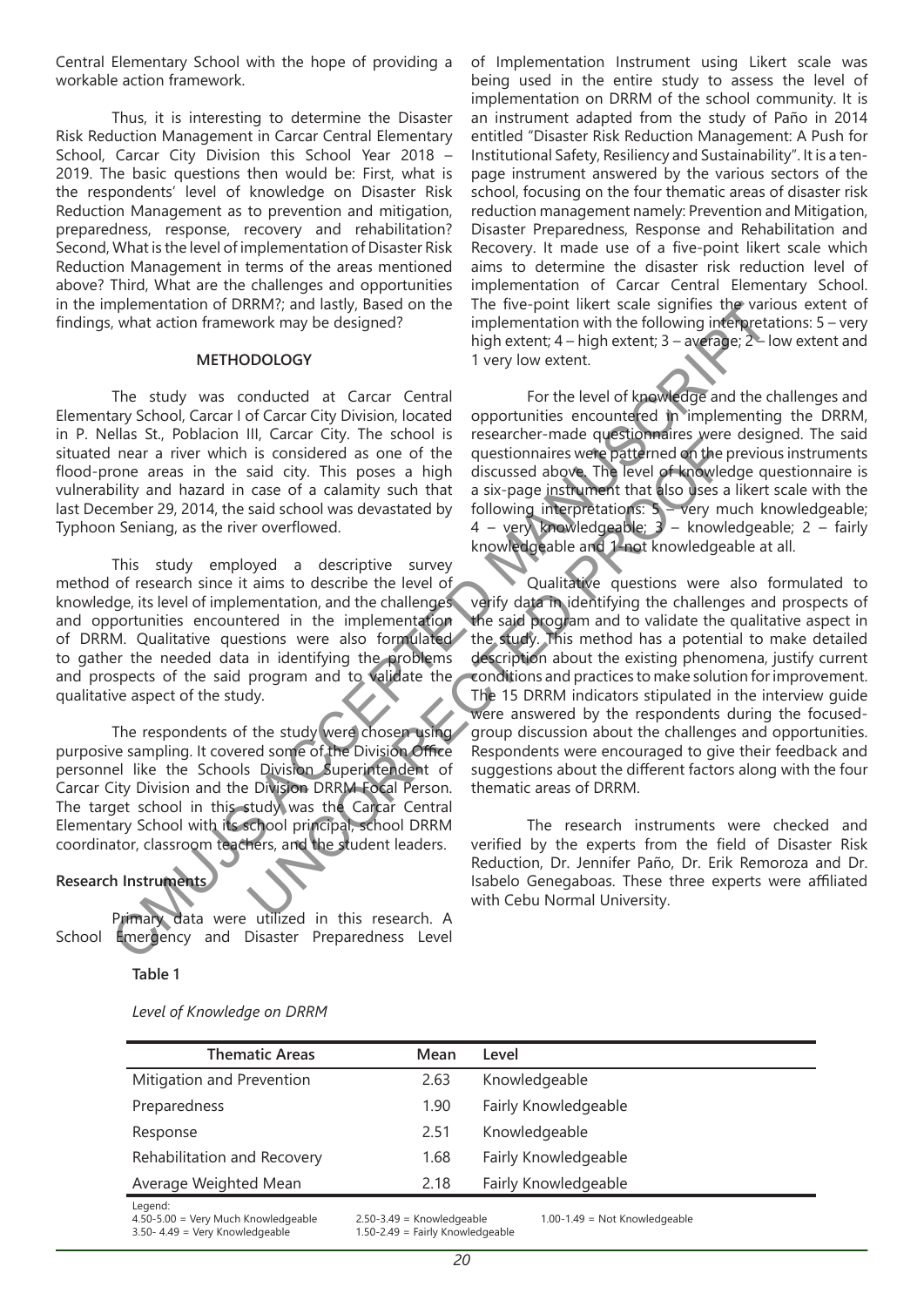Central Elementary School with the hope of providing a workable action framework.

Thus, it is interesting to determine the Disaster Risk Reduction Management in Carcar Central Elementary School, Carcar City Division this School Year 2018 – 2019. The basic questions then would be: First, what is the respondents' level of knowledge on Disaster Risk Reduction Management as to prevention and mitigation, preparedness, response, recovery and rehabilitation? Second, What is the level of implementation of Disaster Risk Reduction Management in terms of the areas mentioned above? Third, What are the challenges and opportunities in the implementation of DRRM?; and lastly, Based on the findings, what action framework may be designed?

## METHODOLOGY

The study was conducted at Carcar Central Elementary School, Carcar I of Carcar City Division, located in P. Nellas St., Poblacion III, Carcar City. The school is situated near a river which is considered as one of the flood-prone areas in the said city. This poses a high vulnerability and hazard in case of a calamity such that last December 29, 2014, the said school was devastated by Typhoon Seniang, as the river overflowed.

This study employed a descriptive survey method of research since it aims to describe the level of knowledge, its level of implementation, and the challenges and opportunities encountered in the implementation of DRRM. Qualitative questions were also formulated to gather the needed data in identifying the problems and prospects of the said program and to validate the qualitative aspect of the study.

The respondents of the study were chosen using purposive sampling. It covered some of the Division Office personnel like the Schools Division Superintendent of Carcar City Division and the Division DRRM Focal Person. The target school in this study was the Carcar Central Elementary School with its school principal, school DRRM coordinator, classroom teachers, and the student leaders.

### Research Instruments

Primary data were utilized in this research. A School Emergency and Disaster Preparedness Level of Implementation Instrument using Likert scale was being used in the entire study to assess the level of implementation on DRRM of the school community. It is an instrument adapted from the study of Paño in 2014 entitled "Disaster Risk Reduction Management: A Push for Institutional Safety, Resiliency and Sustainability". It is a ten-page instrument answered by the various sectors of the school, focusing on the four thematic areas of disaster risk reduction management namely: Prevention and Mitigation, Disaster Preparedness, Response and Rehabilitation and Recovery. It made use of a five-point likert scale which aims to determine the disaster risk reduction level of implementation of Carcar Central Elementary School. The five-point likert scale signifies the various extent of implementation with the following interpretations: 5 – very high extent; 4 – high extent; 3 – average; 2 – low extent and 1 very low extent.

For the level of knowledge and the challenges and opportunities encountered in implementing the DRRM, researcher-made questionnaires were designed. The said questionnaires were patterned on the previous instruments discussed above. The level of knowledge questionnaire is a six-page instrument that also uses a likert scale with the following interpretations: 5 – very much knowledgeable; 4 – very knowledgeable; 3 – knowledgeable; 2 – fairly knowledgeable and 1 not knowledgeable at all.

Qualitative questions were also formulated to verify data in identifying the challenges and prospects of the said program and to validate the qualitative aspect in the study. This method has a potential to make detailed description about the existing phenomena, justify current conditions and practices to make solution for improvement. The 15 DRRM indicators stipulated in the interview guide were answered by the respondents during the focused-group discussion about the challenges and opportunities. Respondents were encouraged to give their feedback and suggestions about the different factors along with the four thematic areas of DRRM.

The research instruments were checked and verified by the experts from the field of Disaster Risk Reduction, Dr. Jennifer Paño, Dr. Erik Remoroza and Dr. Isabelo Genegaboas. These three experts were affiliated with Cebu Normal University.

**Table 1**

*Level of Knowledge on DRRM*

| Thematic Areas | Mean | Level |
|---|---|---|
| Mitigation and Prevention | 2.63 | Knowledgeable |
| Preparedness | 1.90 | Fairly Knowledgeable |
| Response | 2.51 | Knowledgeable |
| Rehabilitation and Recovery | 1.68 | Fairly Knowledgeable |
| Average Weighted Mean | 2.18 | Fairly Knowledgeable |

Legend:
4.50-5.00 = Very Much Knowledgeable
3.50- 4.49 = Very Knowledgeable
2.50-3.49 = Knowledgeable
1.50-2.49 = Fairly Knowledgeable
1.00-1.49 = Not Knowledgeable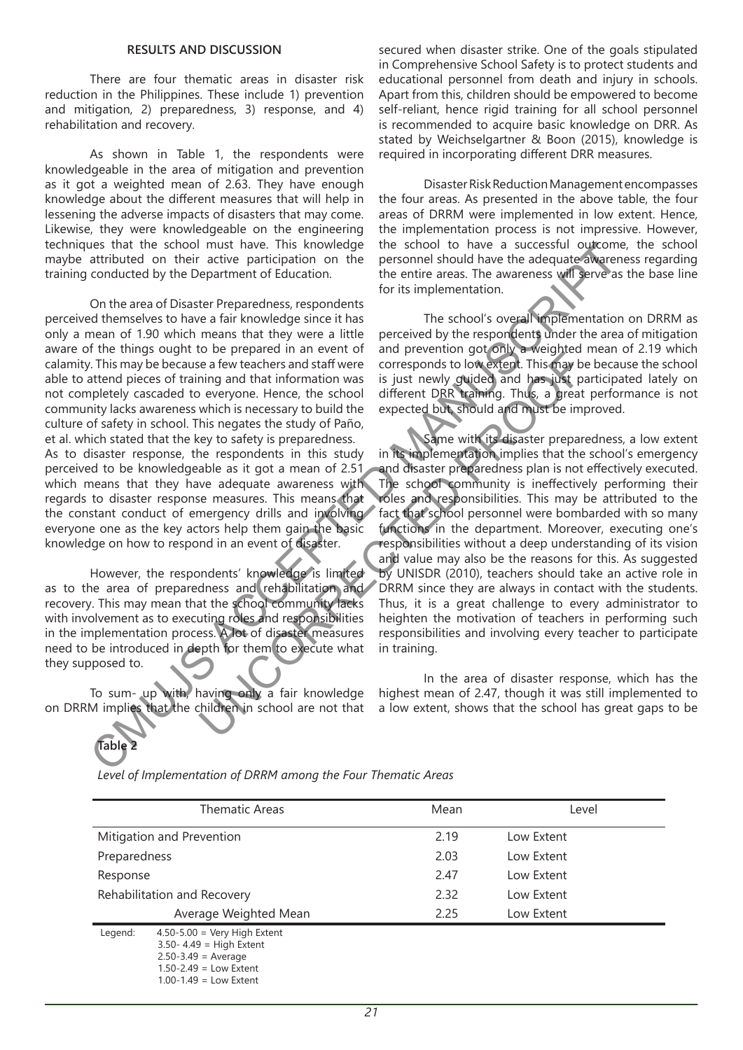## RESULTS AND DISCUSSION

There are four thematic areas in disaster risk reduction in the Philippines. These include 1) prevention and mitigation, 2) preparedness, 3) response, and 4) rehabilitation and recovery.

As shown in Table 1, the respondents were knowledgeable in the area of mitigation and prevention as it got a weighted mean of 2.63. They have enough knowledge about the different measures that will help in lessening the adverse impacts of disasters that may come. Likewise, they were knowledgeable on the engineering techniques that the school must have. This knowledge maybe attributed on their active participation on the training conducted by the Department of Education.

On the area of Disaster Preparedness, respondents perceived themselves to have a fair knowledge since it has only a mean of 1.90 which means that they were a little aware of the things ought to be prepared in an event of calamity. This may be because a few teachers and staff were able to attend pieces of training and that information was not completely cascaded to everyone. Hence, the school community lacks awareness which is necessary to build the culture of safety in school. This negates the study of Paño, et al. which stated that the key to safety is preparedness.
As to disaster response, the respondents in this study perceived to be knowledgeable as it got a mean of 2.51 which means that they have adequate awareness with regards to disaster response measures. This means that the constant conduct of emergency drills and involving everyone one as the key actors help them gain the basic knowledge on how to respond in an event of disaster.

However, the respondents' knowledge is limited as to the area of preparedness and rehabilitation and recovery. This may mean that the school community lacks with involvement as to executing roles and responsibilities in the implementation process. A lot of disaster measures need to be introduced in depth for them to execute what they supposed to.

To sum- up with, having only a fair knowledge on DRRM implies that the children in school are not that secured when disaster strike. One of the goals stipulated in Comprehensive School Safety is to protect students and educational personnel from death and injury in schools. Apart from this, children should be empowered to become self-reliant, hence rigid training for all school personnel is recommended to acquire basic knowledge on DRR. As stated by Weichselgartner & Boon (2015), knowledge is required in incorporating different DRR measures.

Disaster Risk Reduction Management encompasses the four areas. As presented in the above table, the four areas of DRRM were implemented in low extent. Hence, the implementation process is not impressive. However, the school to have a successful outcome, the school personnel should have the adequate awareness regarding the entire areas. The awareness will serve as the base line for its implementation.

The school's overall implementation on DRRM as perceived by the respondents under the area of mitigation and prevention got only a weighted mean of 2.19 which corresponds to low extent. This may be because the school is just newly guided and has just participated lately on different DRR training. Thus, a great performance is not expected but, should and must be improved.

Same with its disaster preparedness, a low extent in its implementation implies that the school's emergency and disaster preparedness plan is not effectively executed. The school community is ineffectively performing their roles and responsibilities. This may be attributed to the fact that school personnel were bombarded with so many functions in the department. Moreover, executing one's responsibilities without a deep understanding of its vision and value may also be the reasons for this. As suggested by UNISDR (2010), teachers should take an active role in DRRM since they are always in contact with the students. Thus, it is a great challenge to every administrator to heighten the motivation of teachers in performing such responsibilities and involving every teacher to participate in training.

In the area of disaster response, which has the highest mean of 2.47, though it was still implemented to a low extent, shows that the school has great gaps to be

**Table 2**

*Level of Implementation of DRRM among the Four Thematic Areas*

| Thematic Areas | Mean | Level |
|---|---|---|
| Mitigation and Prevention | 2.19 | Low Extent |
| Preparedness | 2.03 | Low Extent |
| Response | 2.47 | Low Extent |
| Rehabilitation and Recovery | 2.32 | Low Extent |
| Average Weighted Mean | 2.25 | Low Extent |

Legend:
4.50-5.00 = Very High Extent
3.50- 4.49 = High Extent
2.50-3.49 = Average
1.50-2.49 = Low Extent
1.00-1.49 = Low Extent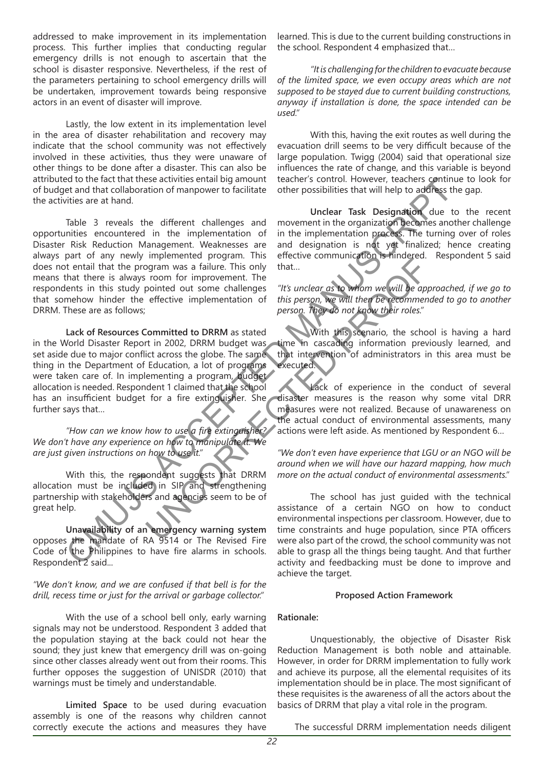addressed to make improvement in its implementation process. This further implies that conducting regular emergency drills is not enough to ascertain that the school is disaster responsive. Nevertheless, if the rest of the parameters pertaining to school emergency drills will be undertaken, improvement towards being responsive actors in an event of disaster will improve.

Lastly, the low extent in its implementation level in the area of disaster rehabilitation and recovery may indicate that the school community was not effectively involved in these activities, thus they were unaware of other things to be done after a disaster. This can also be attributed to the fact that these activities entail big amount of budget and that collaboration of manpower to facilitate the activities are at hand.

Table 3 reveals the different challenges and opportunities encountered in the implementation of Disaster Risk Reduction Management. Weaknesses are always part of any newly implemented program. This does not entail that the program was a failure. This only means that there is always room for improvement. The respondents in this study pointed out some challenges that somehow hinder the effective implementation of DRRM. These are as follows;

**Lack of Resources Committed to DRRM** as stated in the World Disaster Report in 2002, DRRM budget was set aside due to major conflict across the globe. The same thing in the Department of Education, a lot of programs were taken care of. In implementing a program, budget allocation is needed. Respondent 1 claimed that the school has an insufficient budget for a fire extinguisher. She further says that…

*"How can we know how to use a fire extinguisher? We don't have any experience on how to manipulate it. We are just given instructions on how to use it."*

With this, the respondent suggests that DRRM allocation must be included in SIP and strengthening partnership with stakeholders and agencies seem to be of great help.

**Unavailability of an emergency warning system** opposes the mandate of RA 9514 or The Revised Fire Code of the Philippines to have fire alarms in schools. Respondent 2 said...

*"We don't know, and we are confused if that bell is for the drill, recess time or just for the arrival or garbage collector."*

With the use of a school bell only, early warning signals may not be understood. Respondent 3 added that the population staying at the back could not hear the sound; they just knew that emergency drill was on-going since other classes already went out from their rooms. This further opposes the suggestion of UNISDR (2010) that warnings must be timely and understandable.

**Limited Space** to be used during evacuation assembly is one of the reasons why children cannot correctly execute the actions and measures they have learned. This is due to the current building constructions in the school. Respondent 4 emphasized that…

*"It is challenging for the children to evacuate because of the limited space, we even occupy areas which are not supposed to be stayed due to current building constructions, anyway if installation is done, the space intended can be used."*

With this, having the exit routes as well during the evacuation drill seems to be very difficult because of the large population. Twigg (2004) said that operational size influences the rate of change, and this variable is beyond teacher's control. However, teachers continue to look for other possibilities that will help to address the gap.

**Unclear Task Designation** due to the recent movement in the organization becomes another challenge in the implementation process. The turning over of roles and designation is not yet finalized; hence creating effective communication is hindered. Respondent 5 said that…

*"It's unclear as to whom we will be approached, if we go to this person, we will then be recommended to go to another person. They do not know their roles."*

With this scenario, the school is having a hard time in cascading information previously learned, and that intervention of administrators in this area must be executed.

**Lack of experience** in the conduct of several disaster measures is the reason why some vital DRR measures were not realized. Because of unawareness on the actual conduct of environmental assessments, many actions were left aside. As mentioned by Respondent 6…

*"We don't even have experience that LGU or an NGO will be around when we will have our hazard mapping, how much more on the actual conduct of environmental assessments."*

The school has just guided with the technical assistance of a certain NGO on how to conduct environmental inspections per classroom. However, due to time constraints and huge population, since PTA officers were also part of the crowd, the school community was not able to grasp all the things being taught. And that further activity and feedbacking must be done to improve and achieve the target.

### Proposed Action Framework

**Rationale:**

Unquestionably, the objective of Disaster Risk Reduction Management is both noble and attainable. However, in order for DRRM implementation to fully work and achieve its purpose, all the elemental requisites of its implementation should be in place. The most significant of these requisites is the awareness of all the actors about the basics of DRRM that play a vital role in the program.

The successful DRRM implementation needs diligent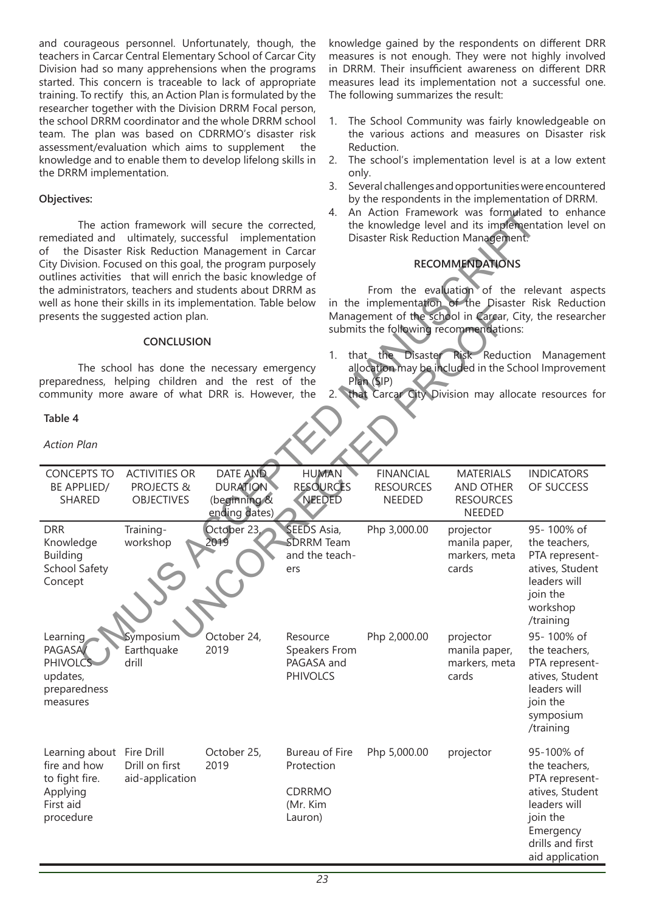and courageous personnel. Unfortunately, though, the teachers in Carcar Central Elementary School of Carcar City Division had so many apprehensions when the programs started. This concern is traceable to lack of appropriate training. To rectify this, an Action Plan is formulated by the researcher together with the Division DRRM Focal person, the school DRRM coordinator and the whole DRRM school team. The plan was based on CDRRMO's disaster risk assessment/evaluation which aims to supplement the knowledge and to enable them to develop lifelong skills in the DRRM implementation.

**Objectives:**

The action framework will secure the corrected, remediated and ultimately, successful implementation of the Disaster Risk Reduction Management in Carcar City Division. Focused on this goal, the program purposely outlines activities that will enrich the basic knowledge of the administrators, teachers and students about DRRM as well as hone their skills in its implementation. Table below presents the suggested action plan.

## CONCLUSION

The school has done the necessary emergency preparedness, helping children and the rest of the community more aware of what DRR is. However, the knowledge gained by the respondents on different DRR measures is not enough. They were not highly involved in DRRM. Their insufficient awareness on different DRR measures lead its implementation not a successful one. The following summarizes the result:

1. The School Community was fairly knowledgeable on the various actions and measures on Disaster risk Reduction.
2. The school's implementation level is at a low extent only.
3. Several challenges and opportunities were encountered by the respondents in the implementation of DRRM.
4. An Action Framework was formulated to enhance the knowledge level and its implementation level on Disaster Risk Reduction Management.

## RECOMMENDATIONS

From the evaluation of the relevant aspects in the implementation of the Disaster Risk Reduction Management of the school in Carcar, City, the researcher submits the following recommendations:

1. that the Disaster Risk Reduction Management allocation may be included in the School Improvement Plan (SIP)
2. that Carcar City Division may allocate resources for

**Table 4**

*Action Plan*

| CONCEPTS TO BE APPLIED/ SHARED | ACTIVITIES OR PROJECTS & OBJECTIVES | DATE AND DURATION (beginning & ending dates) | HUMAN RESOURCES NEEDED | FINANCIAL RESOURCES NEEDED | MATERIALS AND OTHER RESOURCES NEEDED | INDICATORS OF SUCCESS |
|---|---|---|---|---|---|---|
| DRR Knowledge Building School Safety Concept | Training-workshop | October 23, 2019 | SEEDS Asia, SDRRM Team and the teachers | Php 3,000.00 | projector manila paper, markers, meta cards | 95- 100% of the teachers, PTA representatives, Student leaders will join the workshop /training |
| Learning PAGASA/ PHIVOLCS updates, preparedness measures | Symposium Earthquake drill | October 24, 2019 | Resource Speakers From PAGASA and PHIVOLCS | Php 2,000.00 | projector manila paper, markers, meta cards | 95- 100% of the teachers, PTA representatives, Student leaders will join the symposium /training |
| Learning about fire and how to fight fire. Applying First aid procedure | Fire Drill Drill on first aid-application | October 25, 2019 | Bureau of Fire Protection CDRRMO (Mr. Kim Lauron) | Php 5,000.00 | projector | 95-100% of the teachers, PTA representatives, Student leaders will join the Emergency drills and first aid application |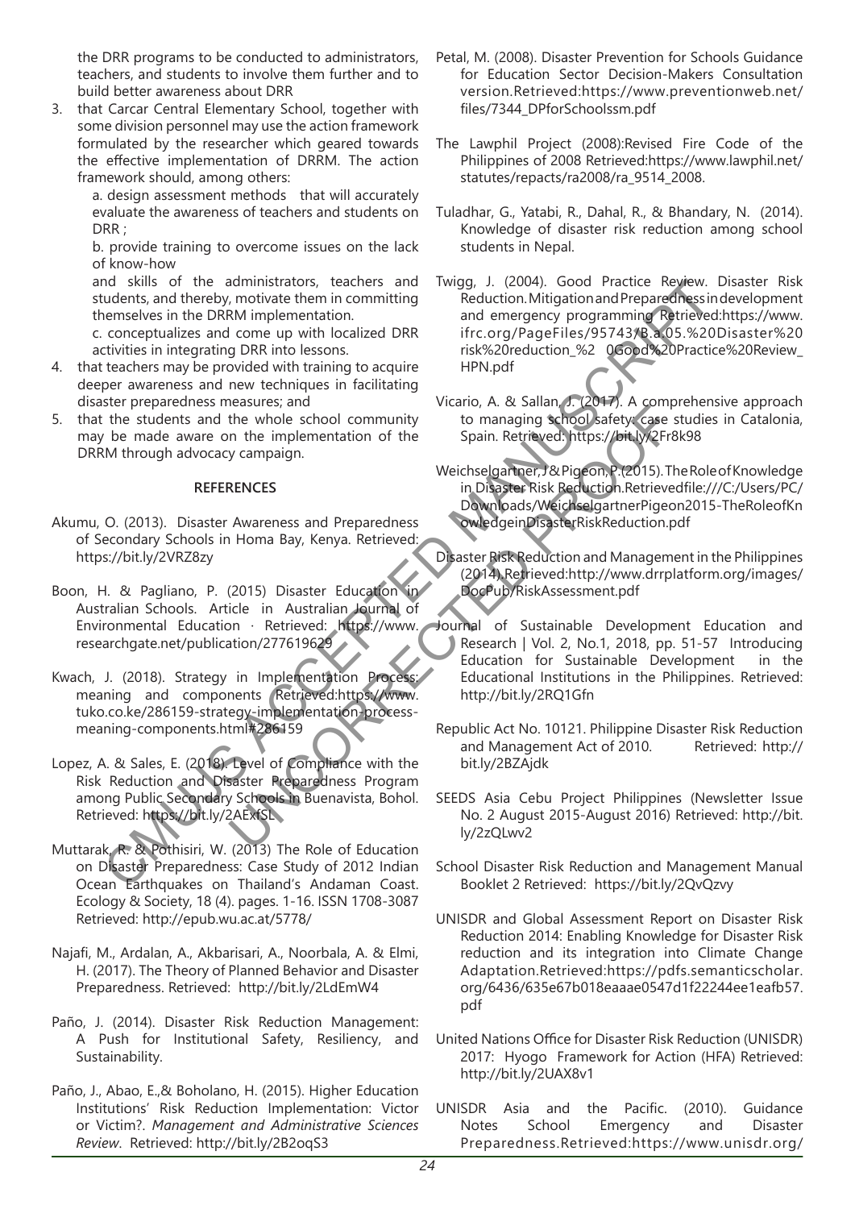the DRR programs to be conducted to administrators, teachers, and students to involve them further and to build better awareness about DRR

3. that Carcar Central Elementary School, together with some division personnel may use the action framework formulated by the researcher which geared towards the effective implementation of DRRM. The action framework should, among others:

   a. design assessment methods that will accurately evaluate the awareness of teachers and students on DRR ;

   b. provide training to overcome issues on the lack of know-how and skills of the administrators, teachers and students, and thereby, motivate them in committing themselves in the DRRM implementation.

   c. conceptualizes and come up with localized DRR activities in integrating DRR into lessons.

4. that teachers may be provided with training to acquire deeper awareness and new techniques in facilitating disaster preparedness measures; and
5. that the students and the whole school community may be made aware on the implementation of the DRRM through advocacy campaign.

## REFERENCES

Akumu, O. (2013). Disaster Awareness and Preparedness of Secondary Schools in Homa Bay, Kenya. Retrieved: https://bit.ly/2VRZ8zy

Boon, H. & Pagliano, P. (2015) Disaster Education in Australian Schools. Article in Australian Journal of Environmental Education · Retrieved: https://www.researchgate.net/publication/277619629

Kwach, J. (2018). Strategy in Implementation Process: meaning and components Retrieved:https://www.tuko.co.ke/286159-strategy-implementation-process-meaning-components.html#286159

Lopez, A. & Sales, E. (2018). Level of Compliance with the Risk Reduction and Disaster Preparedness Program among Public Secondary Schools in Buenavista, Bohol. Retrieved: https://bit.ly/2AExfSL

Muttarak, R. & Pothisiri, W. (2013) The Role of Education on Disaster Preparedness: Case Study of 2012 Indian Ocean Earthquakes on Thailand's Andaman Coast. Ecology & Society, 18 (4). pages. 1-16. ISSN 1708-3087 Retrieved: http://epub.wu.ac.at/5778/

Najafi, M., Ardalan, A., Akbarisari, A., Noorbala, A. & Elmi, H. (2017). The Theory of Planned Behavior and Disaster Preparedness. Retrieved: http://bit.ly/2LdEmW4

Paño, J. (2014). Disaster Risk Reduction Management: A Push for Institutional Safety, Resiliency, and Sustainability.

Paño, J., Abao, E.,& Boholano, H. (2015). Higher Education Institutions' Risk Reduction Implementation: Victor or Victim?. *Management and Administrative Sciences Review*. Retrieved: http://bit.ly/2B2oqS3

Petal, M. (2008). Disaster Prevention for Schools Guidance for Education Sector Decision-Makers Consultation version.Retrieved:https://www.preventionweb.net/files/7344_DPforSchoolssm.pdf

The Lawphil Project (2008):Revised Fire Code of the Philippines of 2008 Retrieved:https://www.lawphil.net/statutes/repacts/ra2008/ra_9514_2008.

Tuladhar, G., Yatabi, R., Dahal, R., & Bhandary, N. (2014). Knowledge of disaster risk reduction among school students in Nepal.

Twigg, J. (2004). Good Practice Review. Disaster Risk Reduction. Mitigation and Preparedness in development and emergency programming Retrieved:https://www.ifrc.org/PageFiles/95743/B.a.05.%20Disaster%20risk%20reduction_%2 0Good%20Practice%20Review_HPN.pdf

Vicario, A. & Sallan, J. (2017). A comprehensive approach to managing school safety: case studies in Catalonia, Spain. Retrieved: https://bit.ly/2Fr8k98

Weichselgartner, J & Pigeon, P. (2015). The Role of Knowledge in Disaster Risk Reduction.Retrievedfile:///C:/Users/PC/Downloads/WeichselgartnerPigeon2015-TheRoleofKnowledgeinDisasterRiskReduction.pdf

Disaster Risk Reduction and Management in the Philippines (2014).Retrieved:http://www.drrplatform.org/images/DocPub/RiskAssessment.pdf

Journal of Sustainable Development Education and Research | Vol. 2, No.1, 2018, pp. 51-57 Introducing Education for Sustainable Development in the Educational Institutions in the Philippines. Retrieved: http://bit.ly/2RQ1Gfn

Republic Act No. 10121. Philippine Disaster Risk Reduction and Management Act of 2010. Retrieved: http://bit.ly/2BZAjdk

SEEDS Asia Cebu Project Philippines (Newsletter Issue No. 2 August 2015-August 2016) Retrieved: http://bit.ly/2zQLwv2

School Disaster Risk Reduction and Management Manual Booklet 2 Retrieved: https://bit.ly/2QvQzvy

UNISDR and Global Assessment Report on Disaster Risk Reduction 2014: Enabling Knowledge for Disaster Risk reduction and its integration into Climate Change Adaptation.Retrieved:https://pdfs.semanticscholar.org/6436/635e67b018eaaae0547d1f22244ee1eafb57.pdf

United Nations Office for Disaster Risk Reduction (UNISDR) 2017: Hyogo Framework for Action (HFA) Retrieved: http://bit.ly/2UAX8v1

UNISDR Asia and the Pacific. (2010). Guidance Notes School Emergency and Disaster Preparedness.Retrieved:https://www.unisdr.org/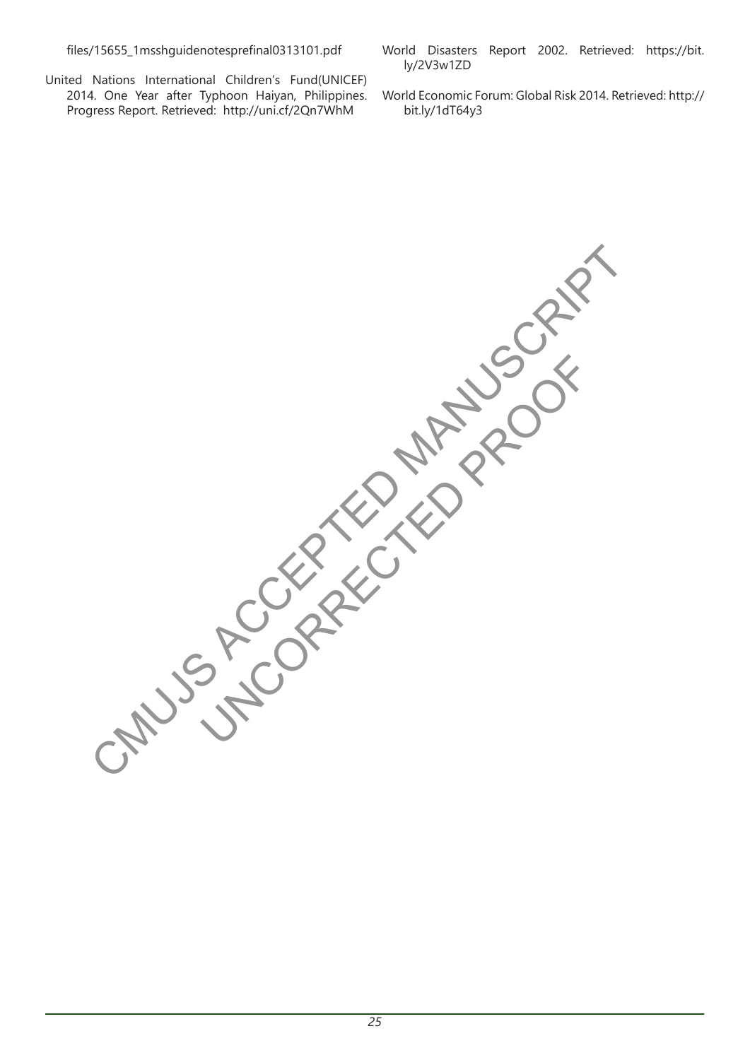files/15655_1msshguidenotesprefinal0313101.pdf

United Nations International Children's Fund(UNICEF) 2014. One Year after Typhoon Haiyan, Philippines. Progress Report. Retrieved: http://uni.cf/2Qn7WhM

World Disasters Report 2002. Retrieved: https://bit.ly/2V3w1ZD

World Economic Forum: Global Risk 2014. Retrieved: http://bit.ly/1dT64y3